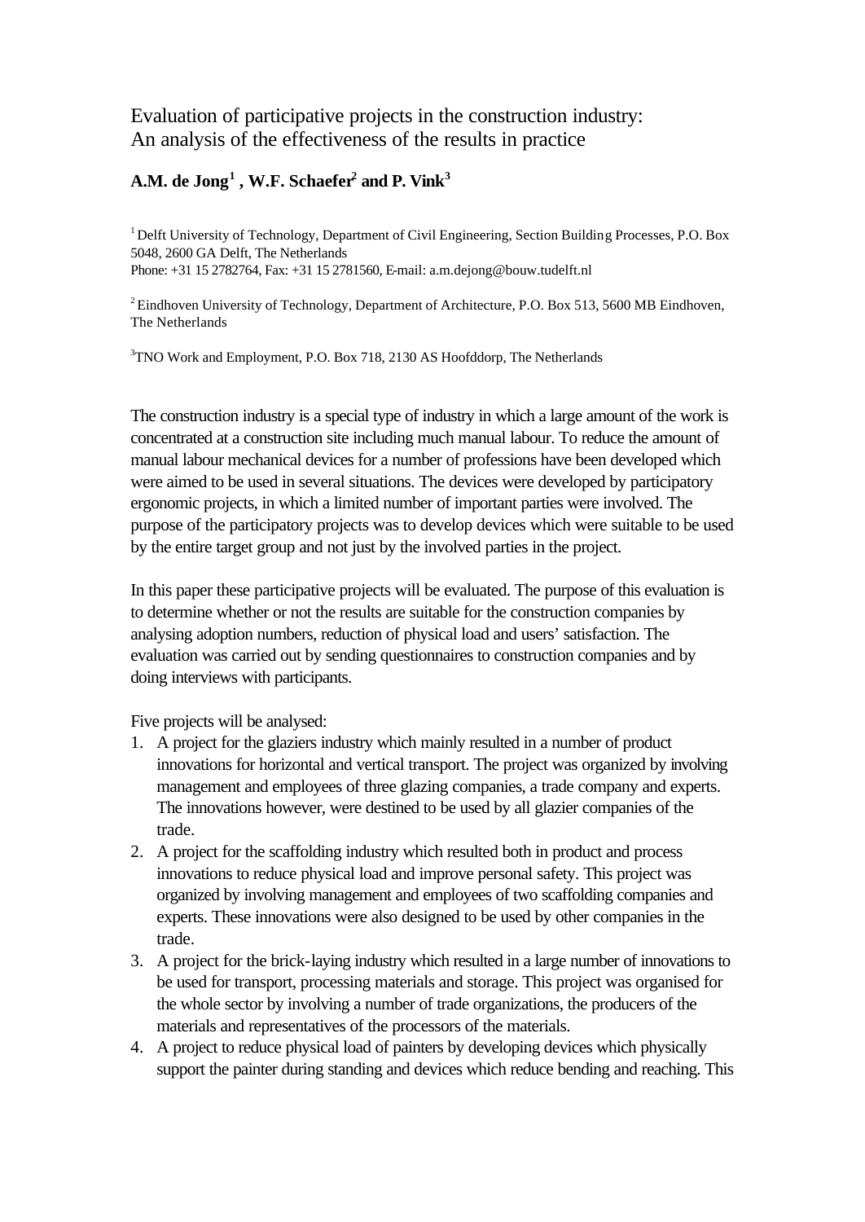# Evaluation of participative projects in the construction industry: An analysis of the effectiveness of the results in practice

**A.M. de Jong[1] , W.F. Schaefer[2] and P. Vink[3]**

[1] Delft University of Technology, Department of Civil Engineering, Section Building Processes, P.O. Box 5048, 2600 GA Delft, The Netherlands
Phone: +31 15 2782764, Fax: +31 15 2781560, E-mail: a.m.dejong@bouw.tudelft.nl

[2] Eindhoven University of Technology, Department of Architecture, P.O. Box 513, 5600 MB Eindhoven, The Netherlands

[3] TNO Work and Employment, P.O. Box 718, 2130 AS Hoofddorp, The Netherlands

The construction industry is a special type of industry in which a large amount of the work is concentrated at a construction site including much manual labour. To reduce the amount of manual labour mechanical devices for a number of professions have been developed which were aimed to be used in several situations. The devices were developed by participatory ergonomic projects, in which a limited number of important parties were involved. The purpose of the participatory projects was to develop devices which were suitable to be used by the entire target group and not just by the involved parties in the project.

In this paper these participative projects will be evaluated. The purpose of this evaluation is to determine whether or not the results are suitable for the construction companies by analysing adoption numbers, reduction of physical load and users' satisfaction. The evaluation was carried out by sending questionnaires to construction companies and by doing interviews with participants.

Five projects will be analysed:

1. A project for the glaziers industry which mainly resulted in a number of product innovations for horizontal and vertical transport. The project was organized by involving management and employees of three glazing companies, a trade company and experts. The innovations however, were destined to be used by all glazier companies of the trade.
2. A project for the scaffolding industry which resulted both in product and process innovations to reduce physical load and improve personal safety. This project was organized by involving management and employees of two scaffolding companies and experts. These innovations were also designed to be used by other companies in the trade.
3. A project for the brick-laying industry which resulted in a large number of innovations to be used for transport, processing materials and storage. This project was organised for the whole sector by involving a number of trade organizations, the producers of the materials and representatives of the processors of the materials.
4. A project to reduce physical load of painters by developing devices which physically support the painter during standing and devices which reduce bending and reaching. This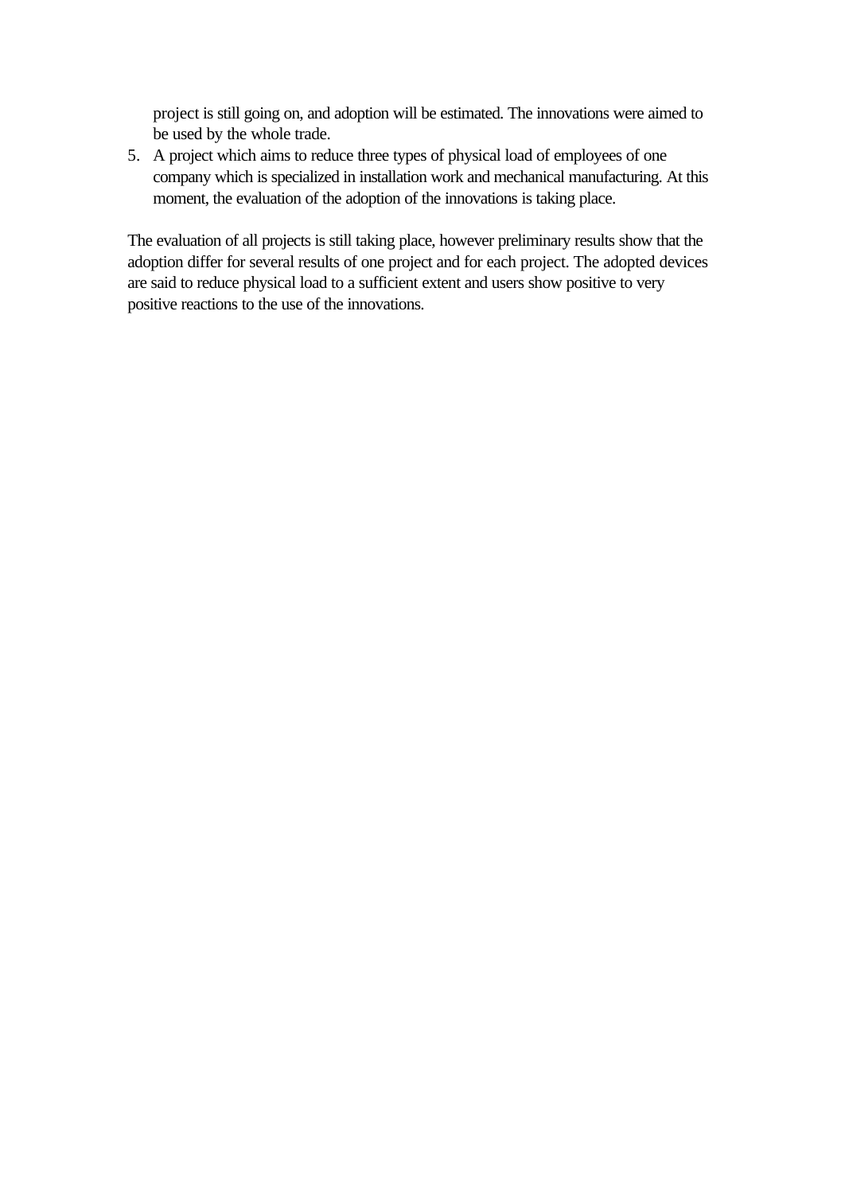project is still going on, and adoption will be estimated. The innovations were aimed to be used by the whole trade.

5. A project which aims to reduce three types of physical load of employees of one company which is specialized in installation work and mechanical manufacturing. At this moment, the evaluation of the adoption of the innovations is taking place.

The evaluation of all projects is still taking place, however preliminary results show that the adoption differ for several results of one project and for each project. The adopted devices are said to reduce physical load to a sufficient extent and users show positive to very positive reactions to the use of the innovations.